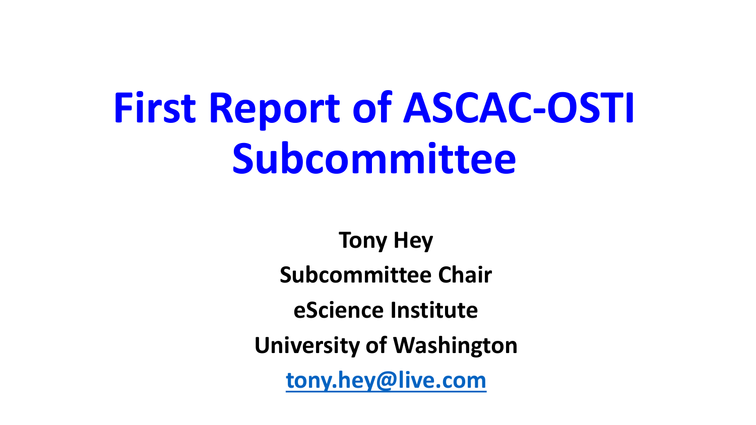# First Report of ASCAC-OSTI Subcommittee

**Tony Hey**

**Subcommittee Chair**

**eScience Institute**

**University of Washington**

**tony.hey@live.com**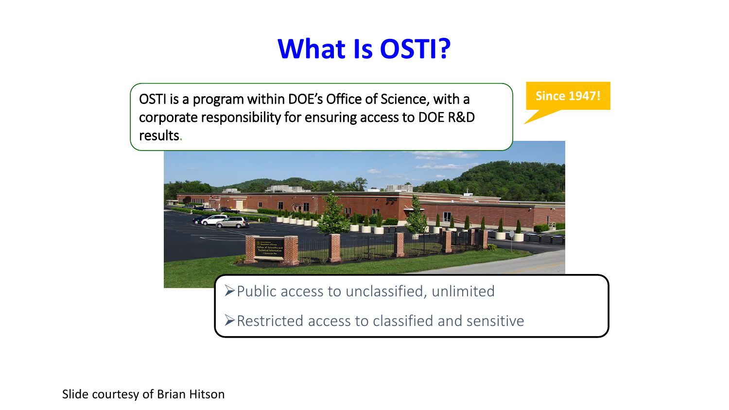# What Is OSTI?

OSTI is a program within DOE's Office of Science, with a corporate responsibility for ensuring access to DOE R&D results.

Since 1947!

- Public access to unclassified, unlimited
- Restricted access to classified and sensitive

Slide courtesy of Brian Hitson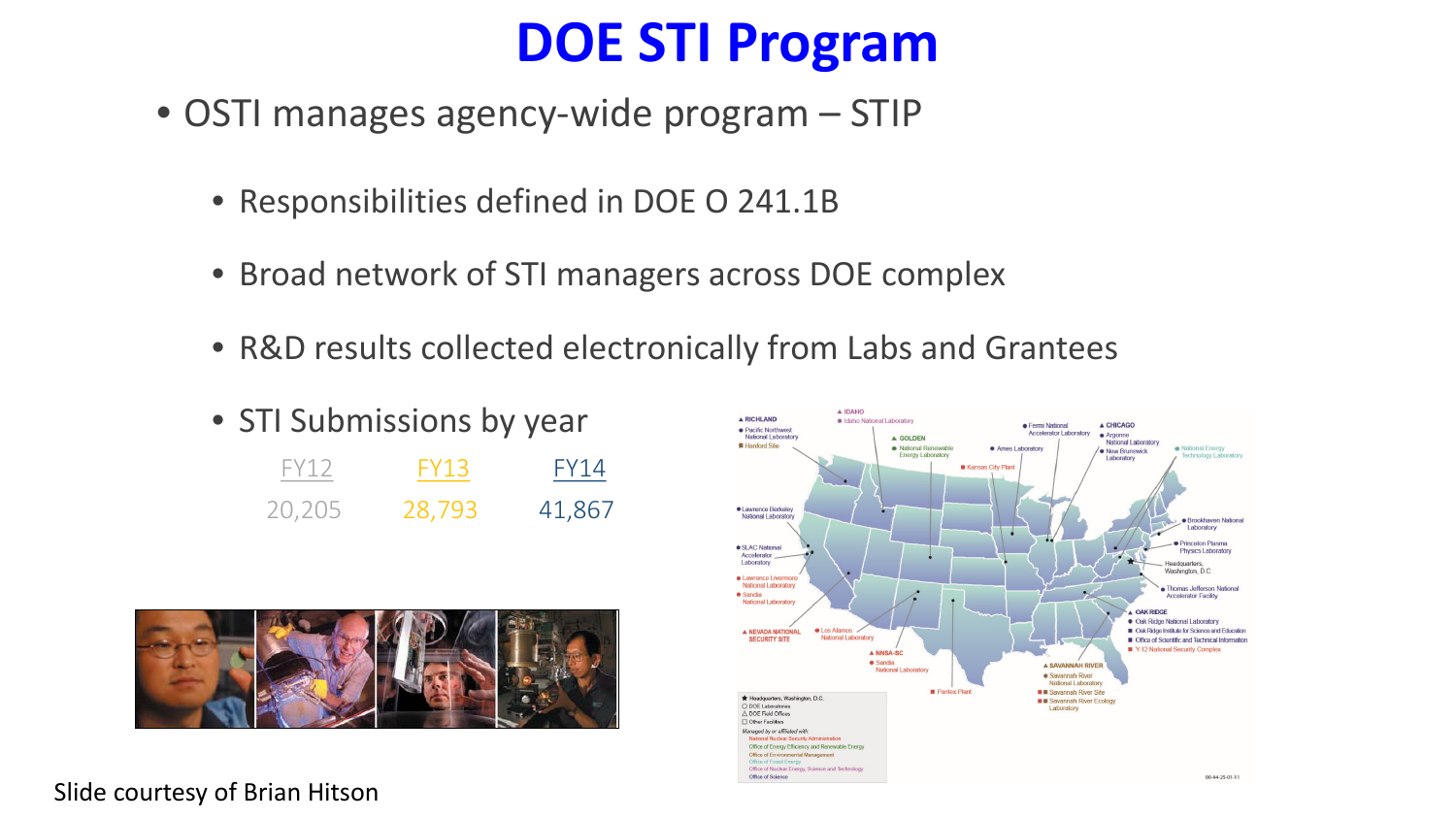# DOE STI Program

- OSTI manages agency-wide program – STIP
  - Responsibilities defined in DOE O 241.1B
  - Broad network of STI managers across DOE complex
  - R&D results collected electronically from Labs and Grantees
  - STI Submissions by year

| FY12 | FY13 | FY14 |
|---|---|---|
| 20,205 | 28,793 | 41,867 |

Slide courtesy of Brian Hitson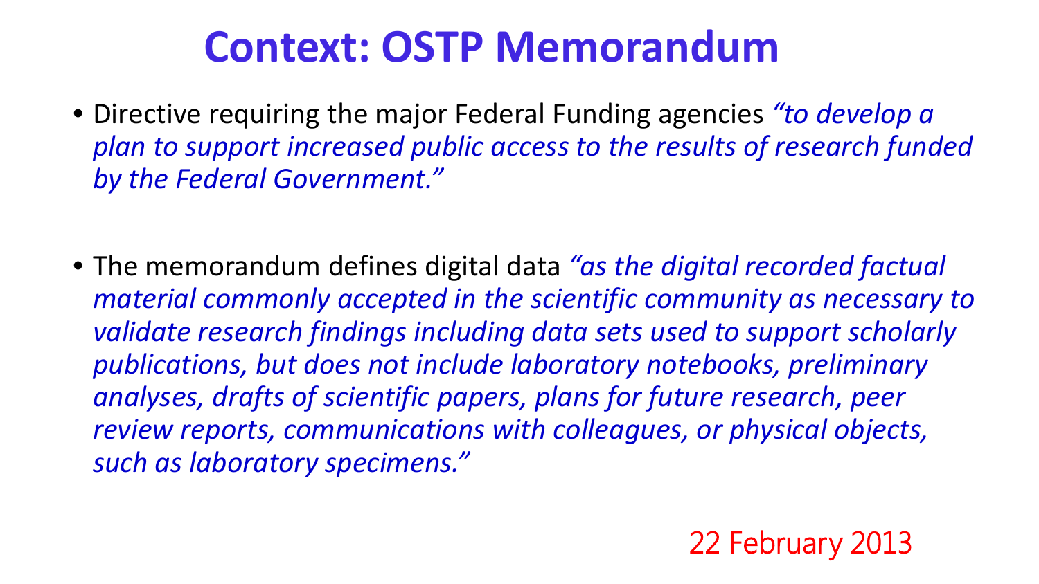# Context: OSTP Memorandum

- Directive requiring the major Federal Funding agencies *"to develop a plan to support increased public access to the results of research funded by the Federal Government."*

- The memorandum defines digital data *"as the digital recorded factual material commonly accepted in the scientific community as necessary to validate research findings including data sets used to support scholarly publications, but does not include laboratory notebooks, preliminary analyses, drafts of scientific papers, plans for future research, peer review reports, communications with colleagues, or physical objects, such as laboratory specimens."*

22 February 2013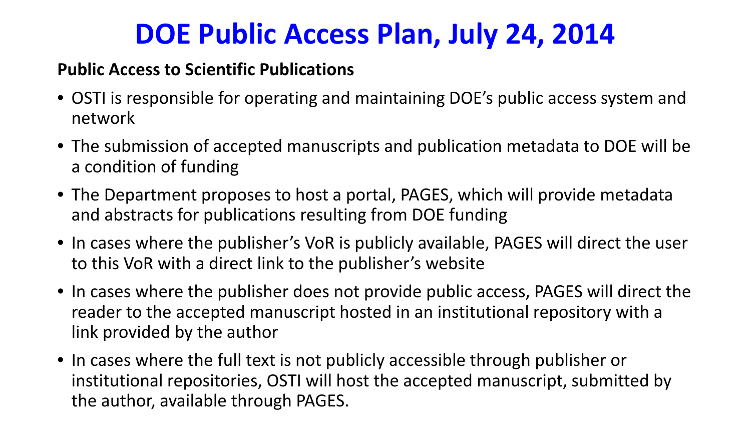# DOE Public Access Plan, July 24, 2014

**Public Access to Scientific Publications**

- OSTI is responsible for operating and maintaining DOE's public access system and network
- The submission of accepted manuscripts and publication metadata to DOE will be a condition of funding
- The Department proposes to host a portal, PAGES, which will provide metadata and abstracts for publications resulting from DOE funding
- In cases where the publisher's VoR is publicly available, PAGES will direct the user to this VoR with a direct link to the publisher's website
- In cases where the publisher does not provide public access, PAGES will direct the reader to the accepted manuscript hosted in an institutional repository with a link provided by the author
- In cases where the full text is not publicly accessible through publisher or institutional repositories, OSTI will host the accepted manuscript, submitted by the author, available through PAGES.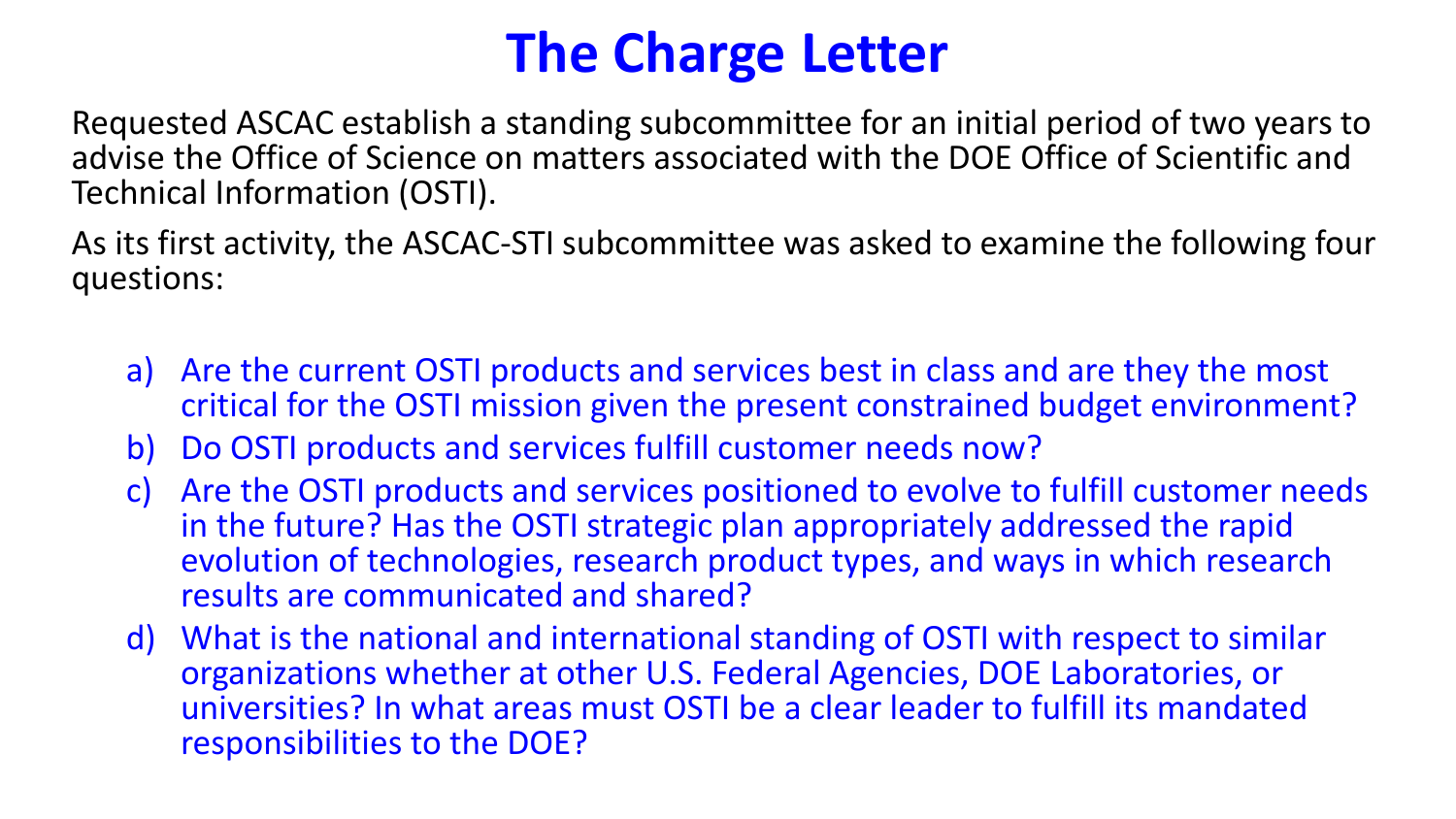# The Charge Letter

Requested ASCAC establish a standing subcommittee for an initial period of two years to advise the Office of Science on matters associated with the DOE Office of Scientific and Technical Information (OSTI).

As its first activity, the ASCAC-STI subcommittee was asked to examine the following four questions:

a) Are the current OSTI products and services best in class and are they the most critical for the OSTI mission given the present constrained budget environment?

b) Do OSTI products and services fulfill customer needs now?

c) Are the OSTI products and services positioned to evolve to fulfill customer needs in the future? Has the OSTI strategic plan appropriately addressed the rapid evolution of technologies, research product types, and ways in which research results are communicated and shared?

d) What is the national and international standing of OSTI with respect to similar organizations whether at other U.S. Federal Agencies, DOE Laboratories, or universities? In what areas must OSTI be a clear leader to fulfill its mandated responsibilities to the DOE?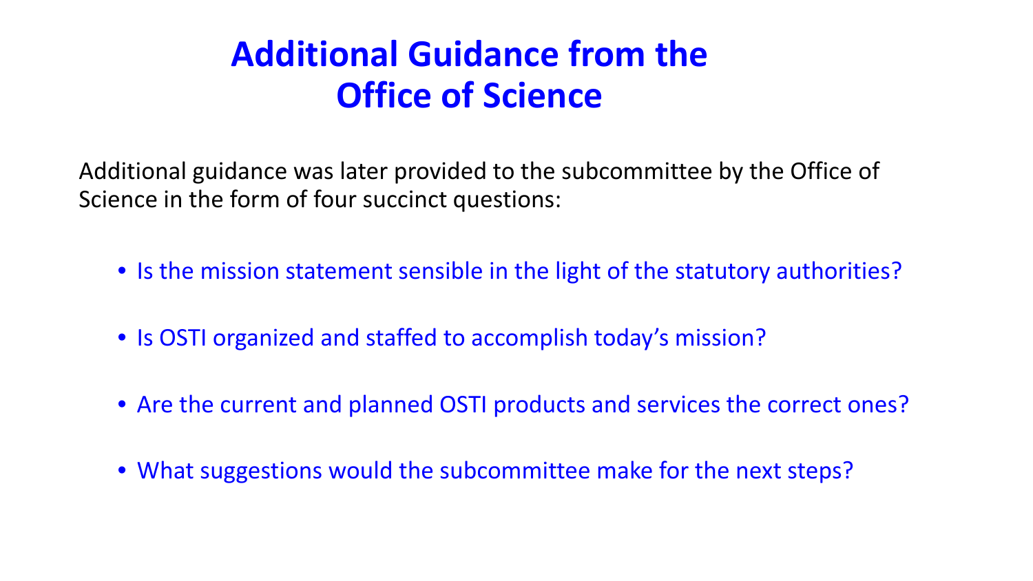# Additional Guidance from the Office of Science

Additional guidance was later provided to the subcommittee by the Office of Science in the form of four succinct questions:

- Is the mission statement sensible in the light of the statutory authorities?
- Is OSTI organized and staffed to accomplish today's mission?
- Are the current and planned OSTI products and services the correct ones?
- What suggestions would the subcommittee make for the next steps?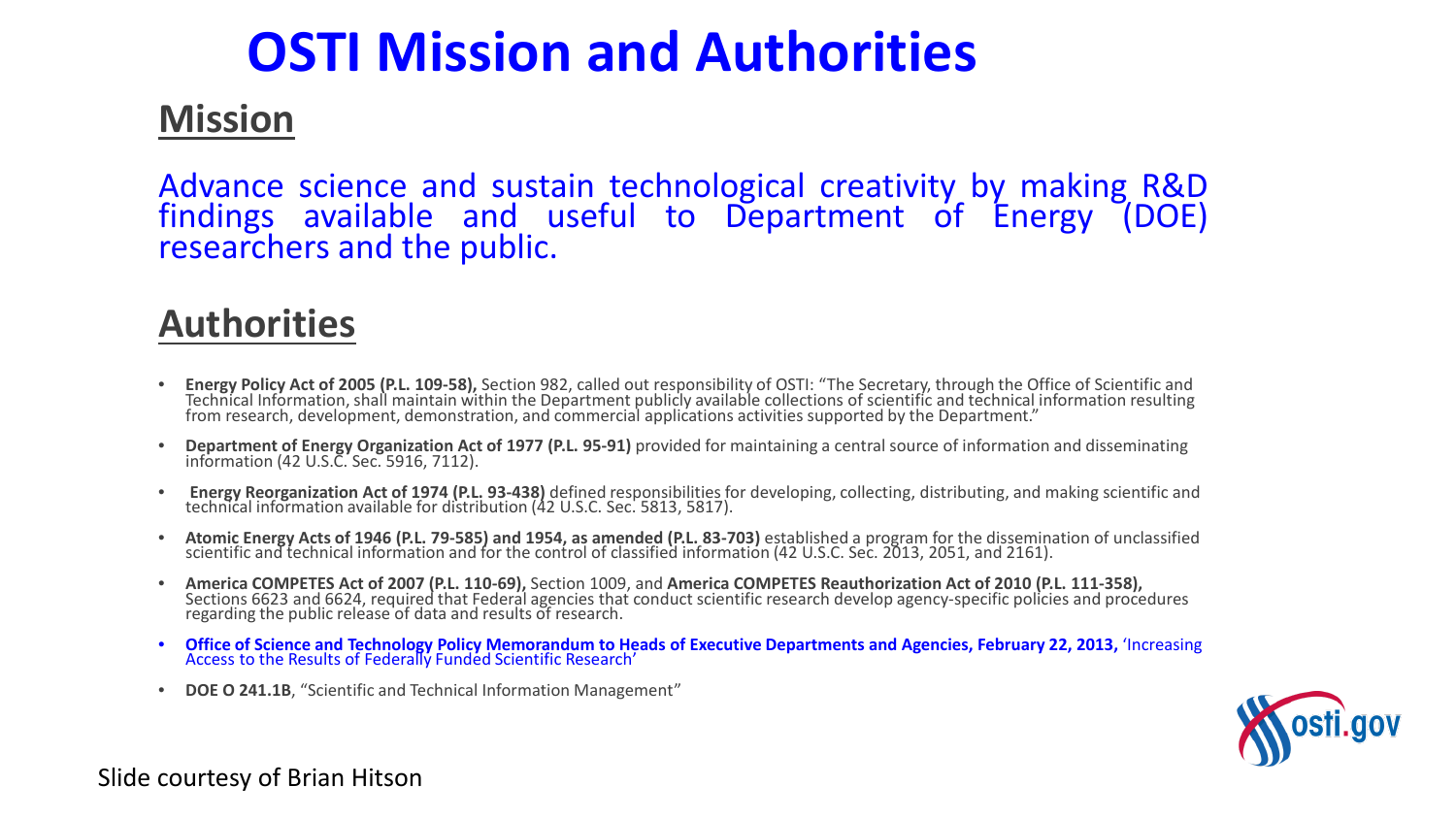# OSTI Mission and Authorities

## Mission

Advance science and sustain technological creativity by making R&D findings available and useful to Department of Energy (DOE) researchers and the public.

## Authorities

- **Energy Policy Act of 2005 (P.L. 109-58),** Section 982, called out responsibility of OSTI: "The Secretary, through the Office of Scientific and Technical Information, shall maintain within the Department publicly available collections of scientific and technical information resulting from research, development, demonstration, and commercial applications activities supported by the Department."
- **Department of Energy Organization Act of 1977 (P.L. 95-91)** provided for maintaining a central source of information and disseminating information (42 U.S.C. Sec. 5916, 7112).
- **Energy Reorganization Act of 1974 (P.L. 93-438)** defined responsibilities for developing, collecting, distributing, and making scientific and technical information available for distribution (42 U.S.C. Sec. 5813, 5817).
- **Atomic Energy Acts of 1946 (P.L. 79-585) and 1954, as amended (P.L. 83-703)** established a program for the dissemination of unclassified scientific and technical information and for the control of classified information (42 U.S.C. Sec. 2013, 2051, and 2161).
- **America COMPETES Act of 2007 (P.L. 110-69),** Section 1009, and **America COMPETES Reauthorization Act of 2010 (P.L. 111-358),** Sections 6623 and 6624, required that Federal agencies that conduct scientific research develop agency-specific policies and procedures regarding the public release of data and results of research.
- **Office of Science and Technology Policy Memorandum to Heads of Executive Departments and Agencies, February 22, 2013,** 'Increasing Access to the Results of Federally Funded Scientific Research'
- **DOE O 241.1B**, "Scientific and Technical Information Management"

Slide courtesy of Brian Hitson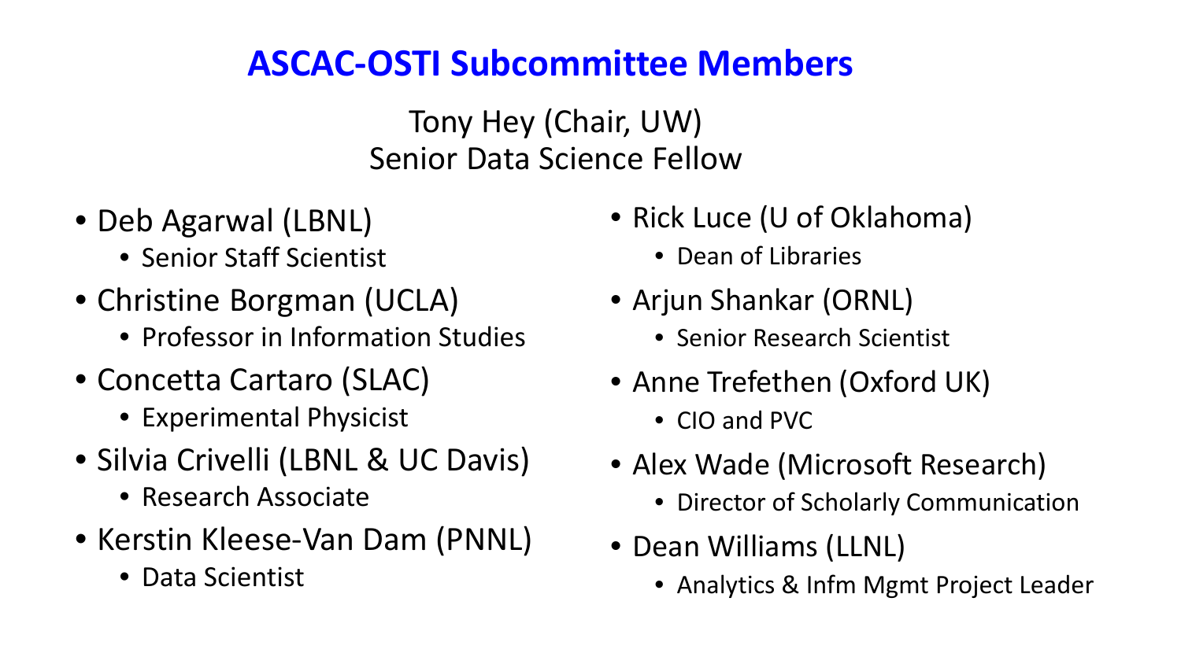# ASCAC-OSTI Subcommittee Members

Tony Hey (Chair, UW)
Senior Data Science Fellow

- Deb Agarwal (LBNL)
  - Senior Staff Scientist
- Christine Borgman (UCLA)
  - Professor in Information Studies
- Concetta Cartaro (SLAC)
  - Experimental Physicist
- Silvia Crivelli (LBNL & UC Davis)
  - Research Associate
- Kerstin Kleese-Van Dam (PNNL)
  - Data Scientist
- Rick Luce (U of Oklahoma)
  - Dean of Libraries
- Arjun Shankar (ORNL)
  - Senior Research Scientist
- Anne Trefethen (Oxford UK)
  - CIO and PVC
- Alex Wade (Microsoft Research)
  - Director of Scholarly Communication
- Dean Williams (LLNL)
  - Analytics & Infm Mgmt Project Leader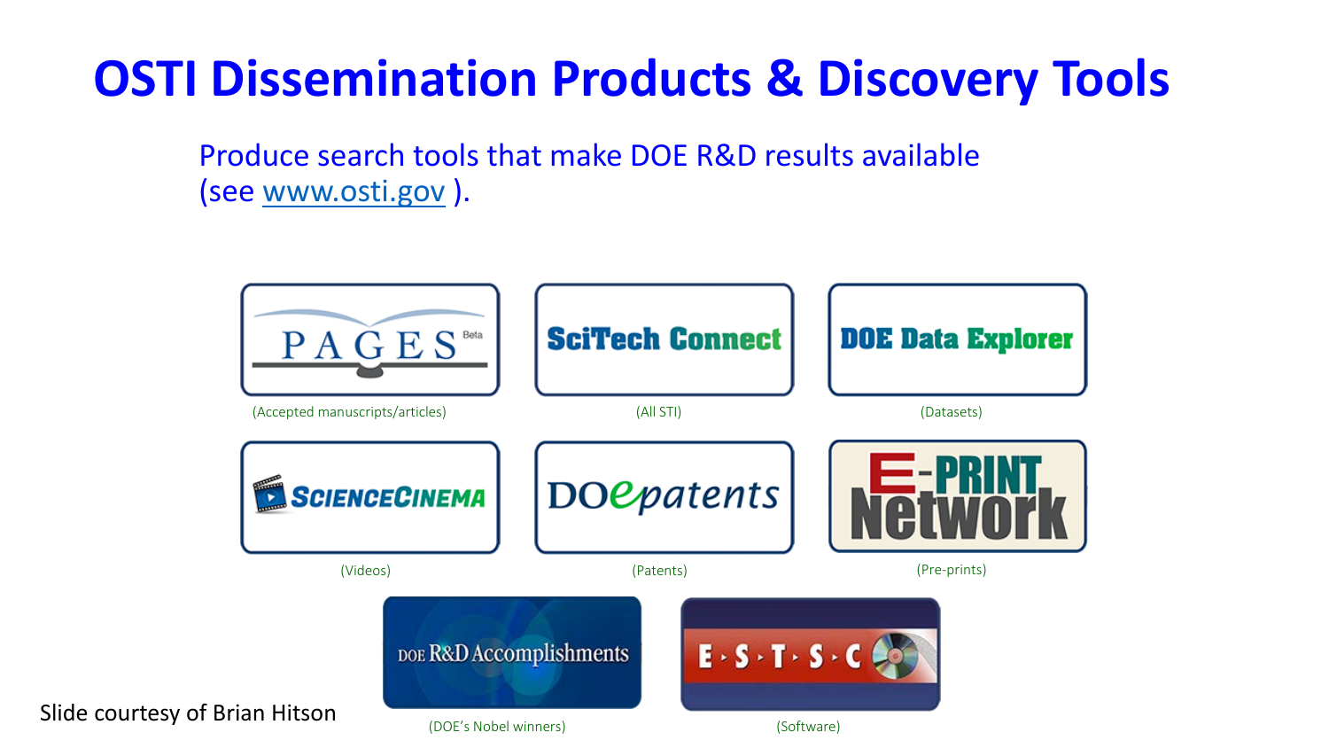# OSTI Dissemination Products & Discovery Tools

Produce search tools that make DOE R&D results available (see www.osti.gov ).

- PAGES Beta (Accepted manuscripts/articles)
- SciTech Connect (All STI)
- DOE Data Explorer (Datasets)
- ScienceCinema (Videos)
- DOepatents (Patents)
- E-PRINT Network (Pre-prints)
- DOE R&D Accomplishments (DOE's Nobel winners)
- E·S·T·S·C (Software)

Slide courtesy of Brian Hitson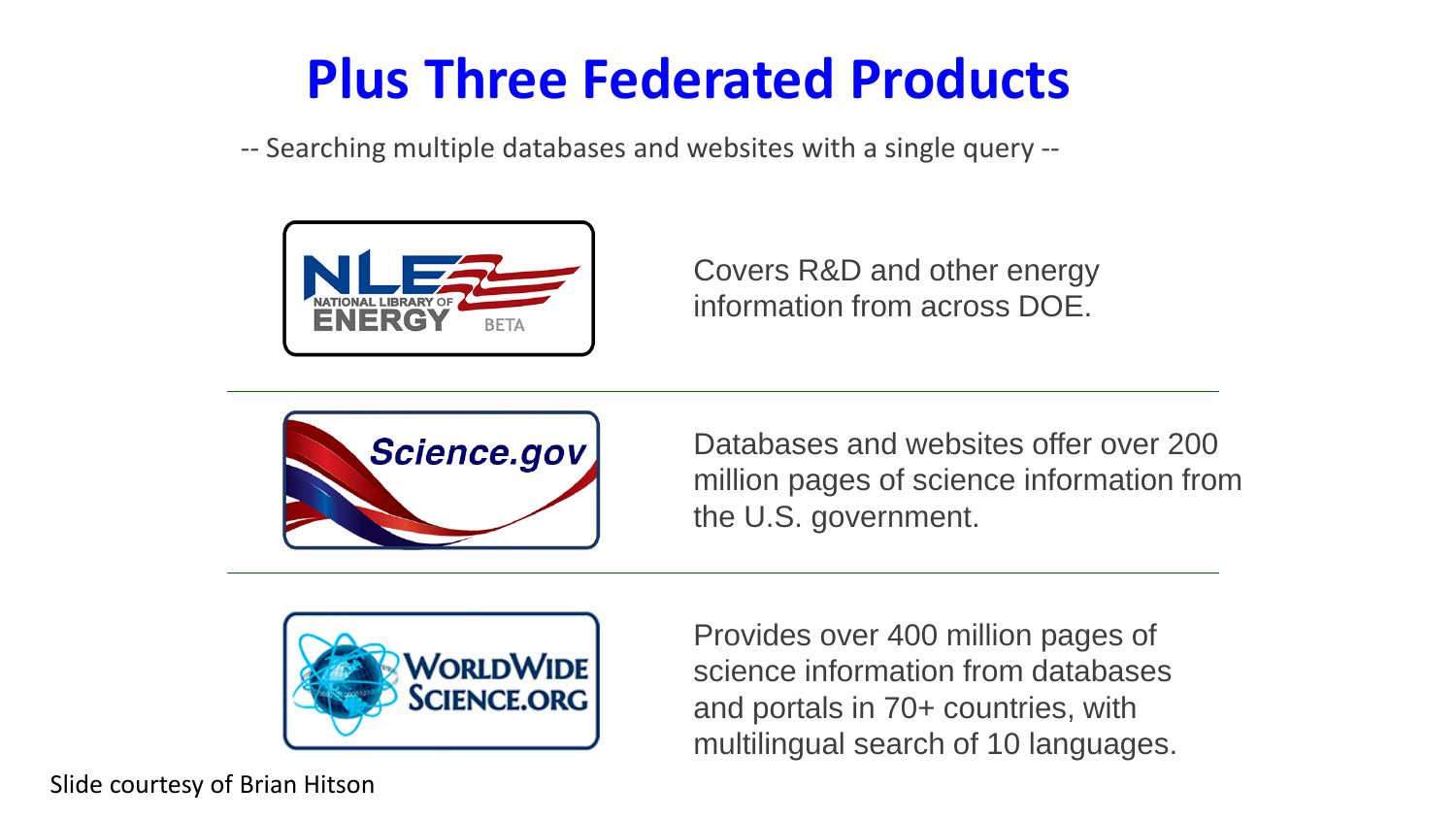# Plus Three Federated Products

-- Searching multiple databases and websites with a single query --

**NLE – National Library of Energy (BETA)**

Covers R&D and other energy information from across DOE.

---

**Science.gov**

Databases and websites offer over 200 million pages of science information from the U.S. government.

---

**WorldWideScience.org**

Provides over 400 million pages of science information from databases and portals in 70+ countries, with multilingual search of 10 languages.

Slide courtesy of Brian Hitson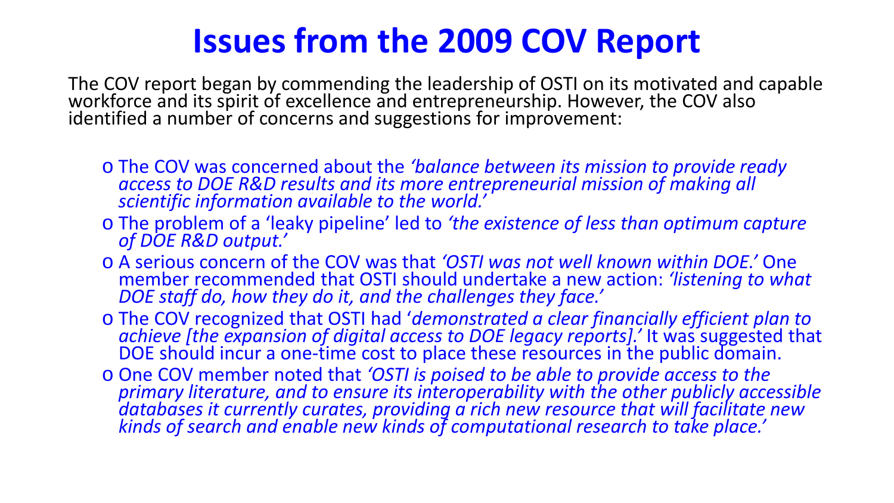# Issues from the 2009 COV Report

The COV report began by commending the leadership of OSTI on its motivated and capable workforce and its spirit of excellence and entrepreneurship. However, the COV also identified a number of concerns and suggestions for improvement:

- The COV was concerned about the *'balance between its mission to provide ready access to DOE R&D results and its more entrepreneurial mission of making all scientific information available to the world.'*
- The problem of a 'leaky pipeline' led to *'the existence of less than optimum capture of DOE R&D output.'*
- A serious concern of the COV was that *'OSTI was not well known within DOE.'* One member recommended that OSTI should undertake a new action: *'listening to what DOE staff do, how they do it, and the challenges they face.'*
- The COV recognized that OSTI had '*demonstrated a clear financially efficient plan to achieve [the expansion of digital access to DOE legacy reports].'* It was suggested that DOE should incur a one-time cost to place these resources in the public domain.
- One COV member noted that *'OSTI is poised to be able to provide access to the primary literature, and to ensure its interoperability with the other publicly accessible databases it currently curates, providing a rich new resource that will facilitate new kinds of search and enable new kinds of computational research to take place.'*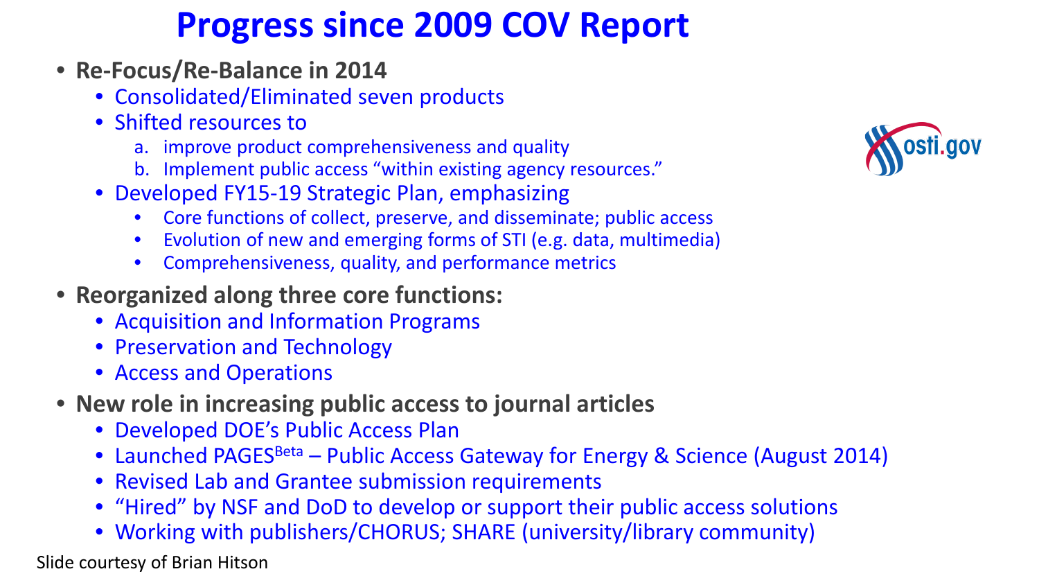# Progress since 2009 COV Report

- **Re-Focus/Re-Balance in 2014**
  - Consolidated/Eliminated seven products
  - Shifted resources to
    a. improve product comprehensiveness and quality
    b. Implement public access "within existing agency resources."
  - Developed FY15-19 Strategic Plan, emphasizing
    - Core functions of collect, preserve, and disseminate; public access
    - Evolution of new and emerging forms of STI (e.g. data, multimedia)
    - Comprehensiveness, quality, and performance metrics
- **Reorganized along three core functions:**
  - Acquisition and Information Programs
  - Preservation and Technology
  - Access and Operations
- **New role in increasing public access to journal articles**
  - Developed DOE's Public Access Plan
  - Launched PAGES Beta – Public Access Gateway for Energy & Science (August 2014)
  - Revised Lab and Grantee submission requirements
  - "Hired" by NSF and DoD to develop or support their public access solutions
  - Working with publishers/CHORUS; SHARE (university/library community)

osti.gov

Slide courtesy of Brian Hitson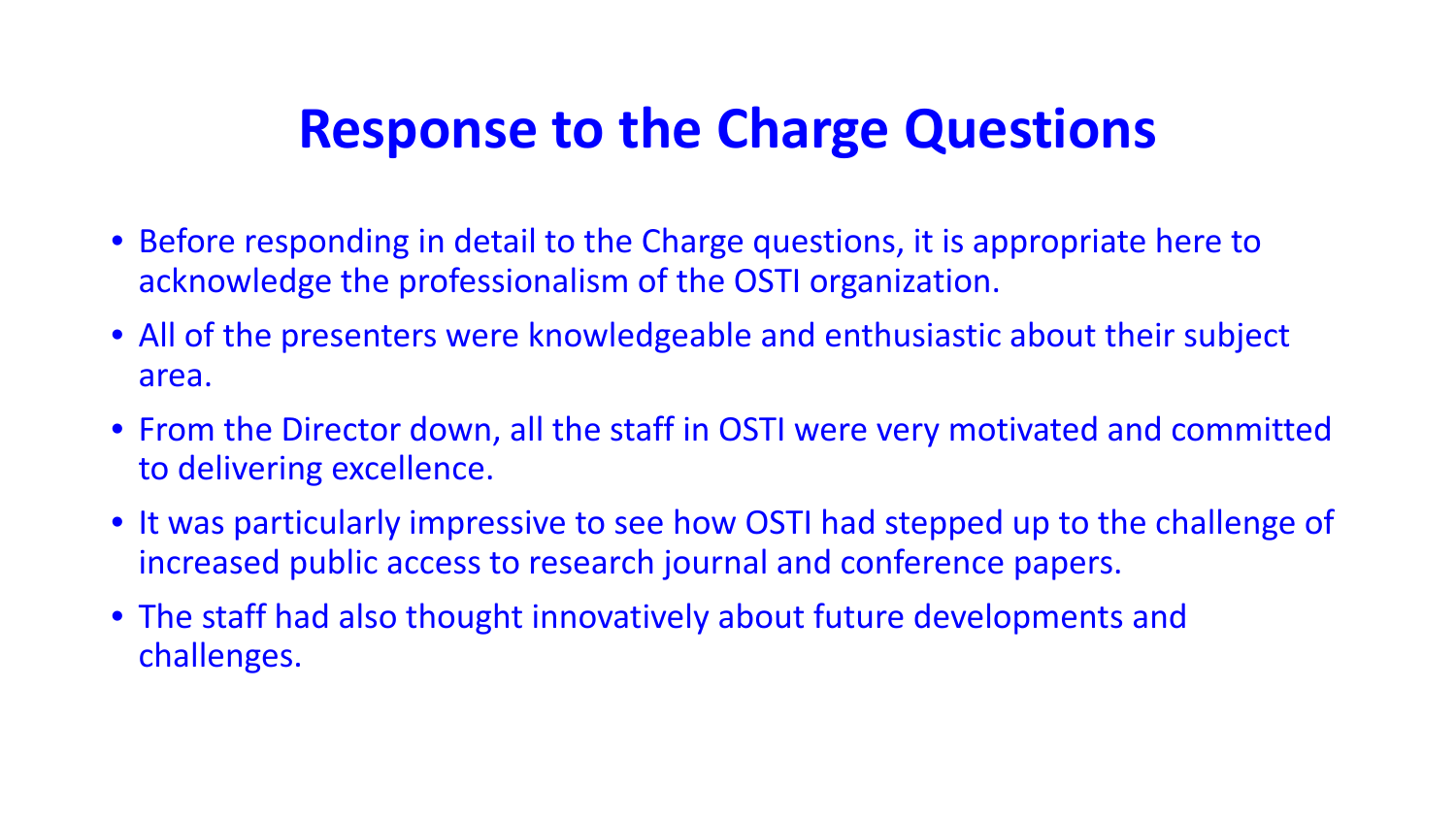# Response to the Charge Questions

- Before responding in detail to the Charge questions, it is appropriate here to acknowledge the professionalism of the OSTI organization.
- All of the presenters were knowledgeable and enthusiastic about their subject area.
- From the Director down, all the staff in OSTI were very motivated and committed to delivering excellence.
- It was particularly impressive to see how OSTI had stepped up to the challenge of increased public access to research journal and conference papers.
- The staff had also thought innovatively about future developments and challenges.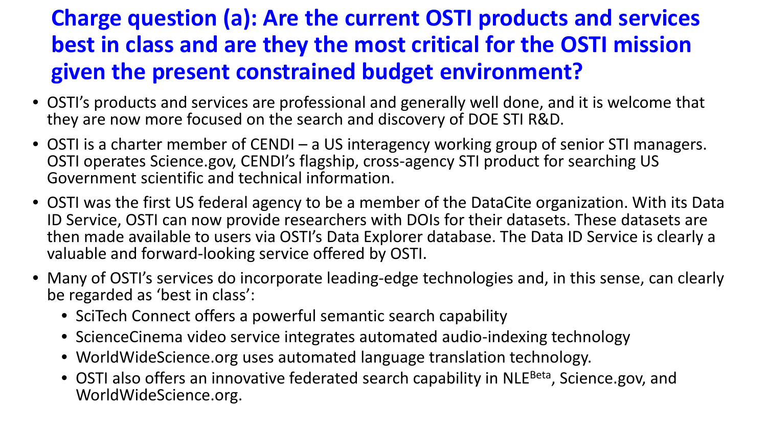# Charge question (a): Are the current OSTI products and services best in class and are they the most critical for the OSTI mission given the present constrained budget environment?

- OSTI's products and services are professional and generally well done, and it is welcome that they are now more focused on the search and discovery of DOE STI R&D.
- OSTI is a charter member of CENDI – a US interagency working group of senior STI managers. OSTI operates Science.gov, CENDI's flagship, cross-agency STI product for searching US Government scientific and technical information.
- OSTI was the first US federal agency to be a member of the DataCite organization. With its Data ID Service, OSTI can now provide researchers with DOIs for their datasets. These datasets are then made available to users via OSTI's Data Explorer database. The Data ID Service is clearly a valuable and forward-looking service offered by OSTI.
- Many of OSTI's services do incorporate leading-edge technologies and, in this sense, can clearly be regarded as 'best in class':
  - SciTech Connect offers a powerful semantic search capability
  - ScienceCinema video service integrates automated audio-indexing technology
  - WorldWideScience.org uses automated language translation technology.
  - OSTI also offers an innovative federated search capability in NLE[Beta], Science.gov, and WorldWideScience.org.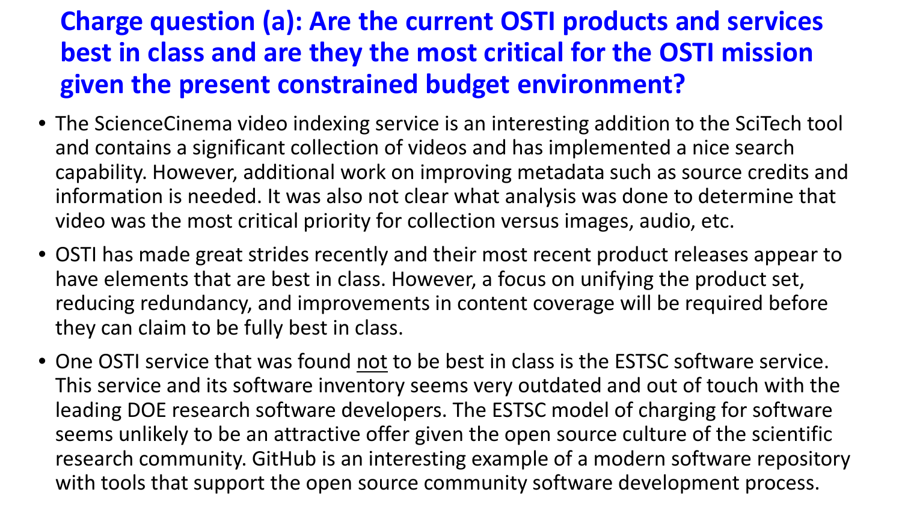## Charge question (a): Are the current OSTI products and services best in class and are they the most critical for the OSTI mission given the present constrained budget environment?

- The ScienceCinema video indexing service is an interesting addition to the SciTech tool and contains a significant collection of videos and has implemented a nice search capability. However, additional work on improving metadata such as source credits and information is needed. It was also not clear what analysis was done to determine that video was the most critical priority for collection versus images, audio, etc.
- OSTI has made great strides recently and their most recent product releases appear to have elements that are best in class. However, a focus on unifying the product set, reducing redundancy, and improvements in content coverage will be required before they can claim to be fully best in class.
- One OSTI service that was found <u>not</u> to be best in class is the ESTSC software service. This service and its software inventory seems very outdated and out of touch with the leading DOE research software developers. The ESTSC model of charging for software seems unlikely to be an attractive offer given the open source culture of the scientific research community. GitHub is an interesting example of a modern software repository with tools that support the open source community software development process.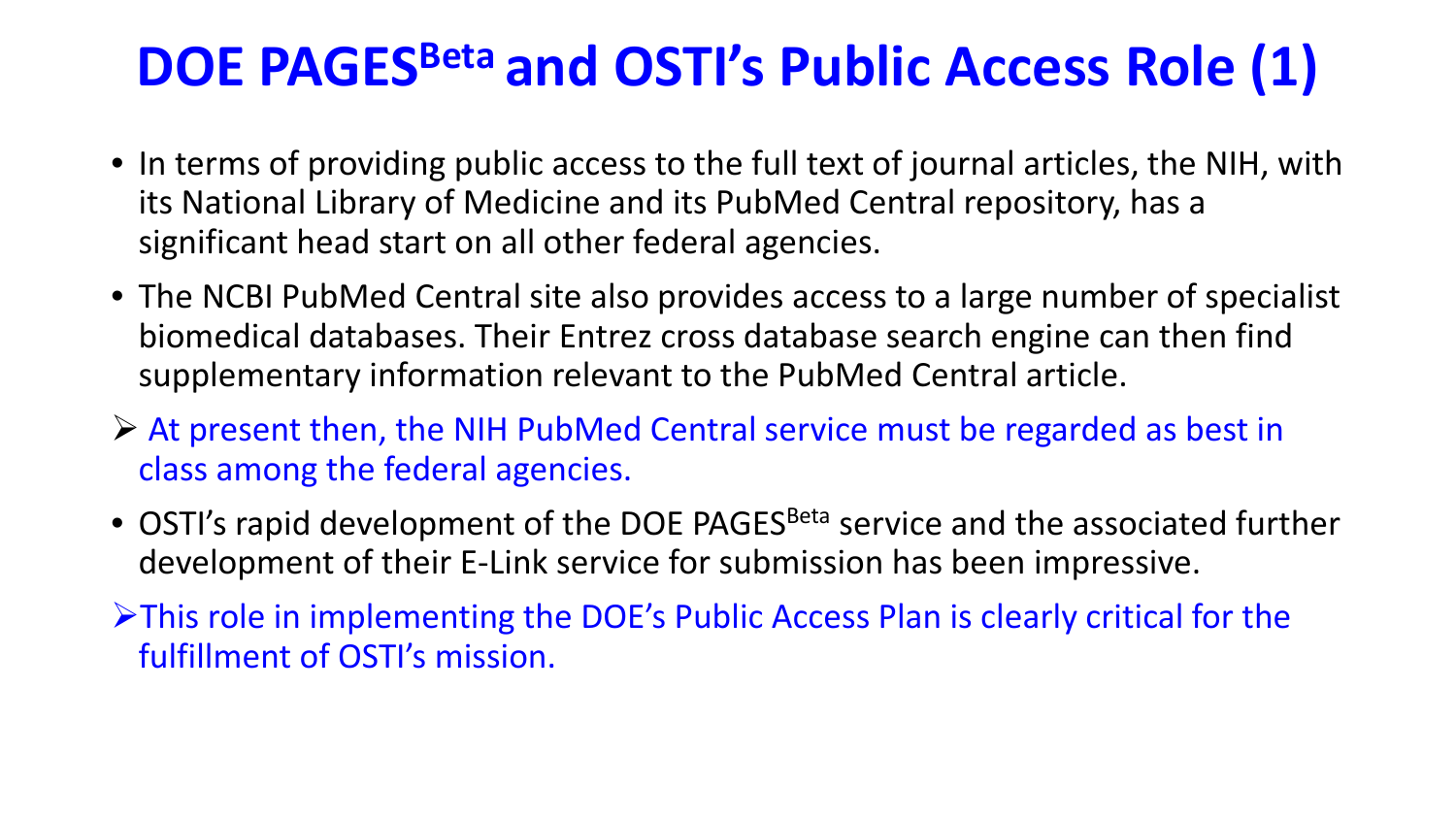# DOE PAGES[Beta] and OSTI's Public Access Role (1)

- In terms of providing public access to the full text of journal articles, the NIH, with its National Library of Medicine and its PubMed Central repository, has a significant head start on all other federal agencies.
- The NCBI PubMed Central site also provides access to a large number of specialist biomedical databases. Their Entrez cross database search engine can then find supplementary information relevant to the PubMed Central article.

➢ At present then, the NIH PubMed Central service must be regarded as best in class among the federal agencies.

- OSTI's rapid development of the DOE PAGES[Beta] service and the associated further development of their E-Link service for submission has been impressive.

➢ This role in implementing the DOE's Public Access Plan is clearly critical for the fulfillment of OSTI's mission.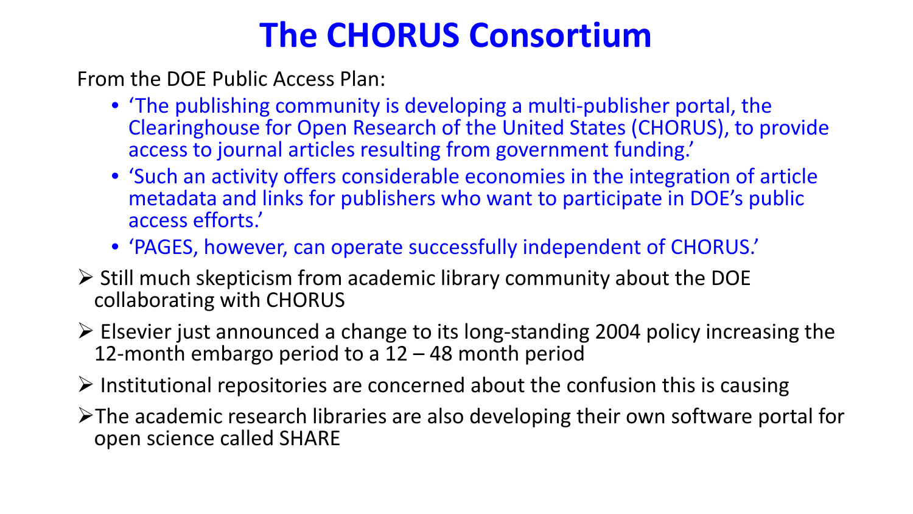# The CHORUS Consortium

From the DOE Public Access Plan:

- ‘The publishing community is developing a multi-publisher portal, the Clearinghouse for Open Research of the United States (CHORUS), to provide access to journal articles resulting from government funding.’
- ‘Such an activity offers considerable economies in the integration of article metadata and links for publishers who want to participate in DOE’s public access efforts.’
- ‘PAGES, however, can operate successfully independent of CHORUS.’

- Still much skepticism from academic library community about the DOE collaborating with CHORUS
- Elsevier just announced a change to its long-standing 2004 policy increasing the 12-month embargo period to a 12 – 48 month period
- Institutional repositories are concerned about the confusion this is causing
- The academic research libraries are also developing their own software portal for open science called SHARE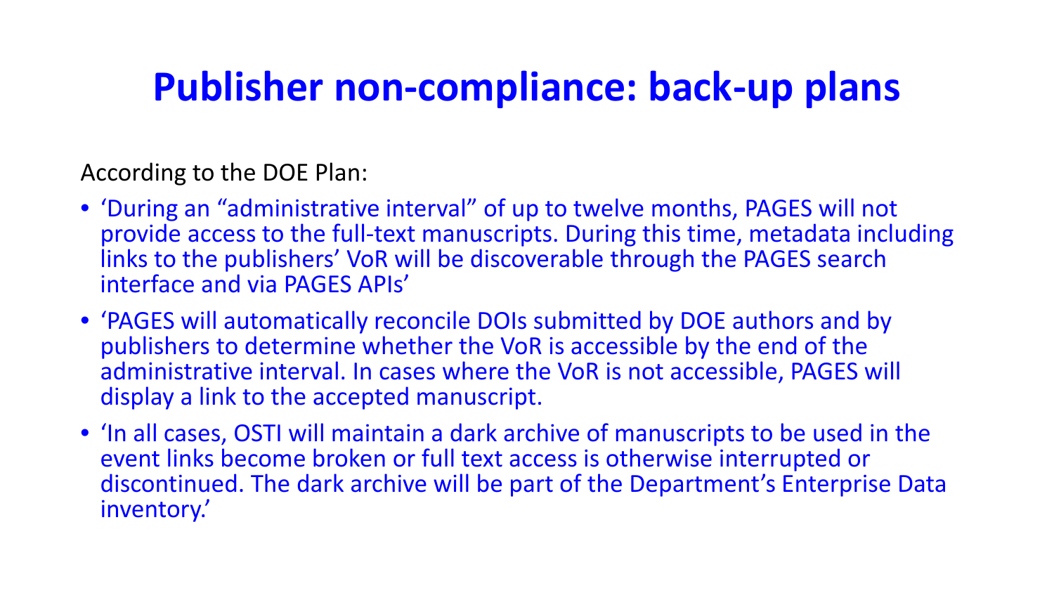# Publisher non-compliance: back-up plans

According to the DOE Plan:

- ‘During an “administrative interval” of up to twelve months, PAGES will not provide access to the full-text manuscripts. During this time, metadata including links to the publishers’ VoR will be discoverable through the PAGES search interface and via PAGES APIs’
- ‘PAGES will automatically reconcile DOIs submitted by DOE authors and by publishers to determine whether the VoR is accessible by the end of the administrative interval. In cases where the VoR is not accessible, PAGES will display a link to the accepted manuscript.
- ‘In all cases, OSTI will maintain a dark archive of manuscripts to be used in the event links become broken or full text access is otherwise interrupted or discontinued. The dark archive will be part of the Department’s Enterprise Data inventory.’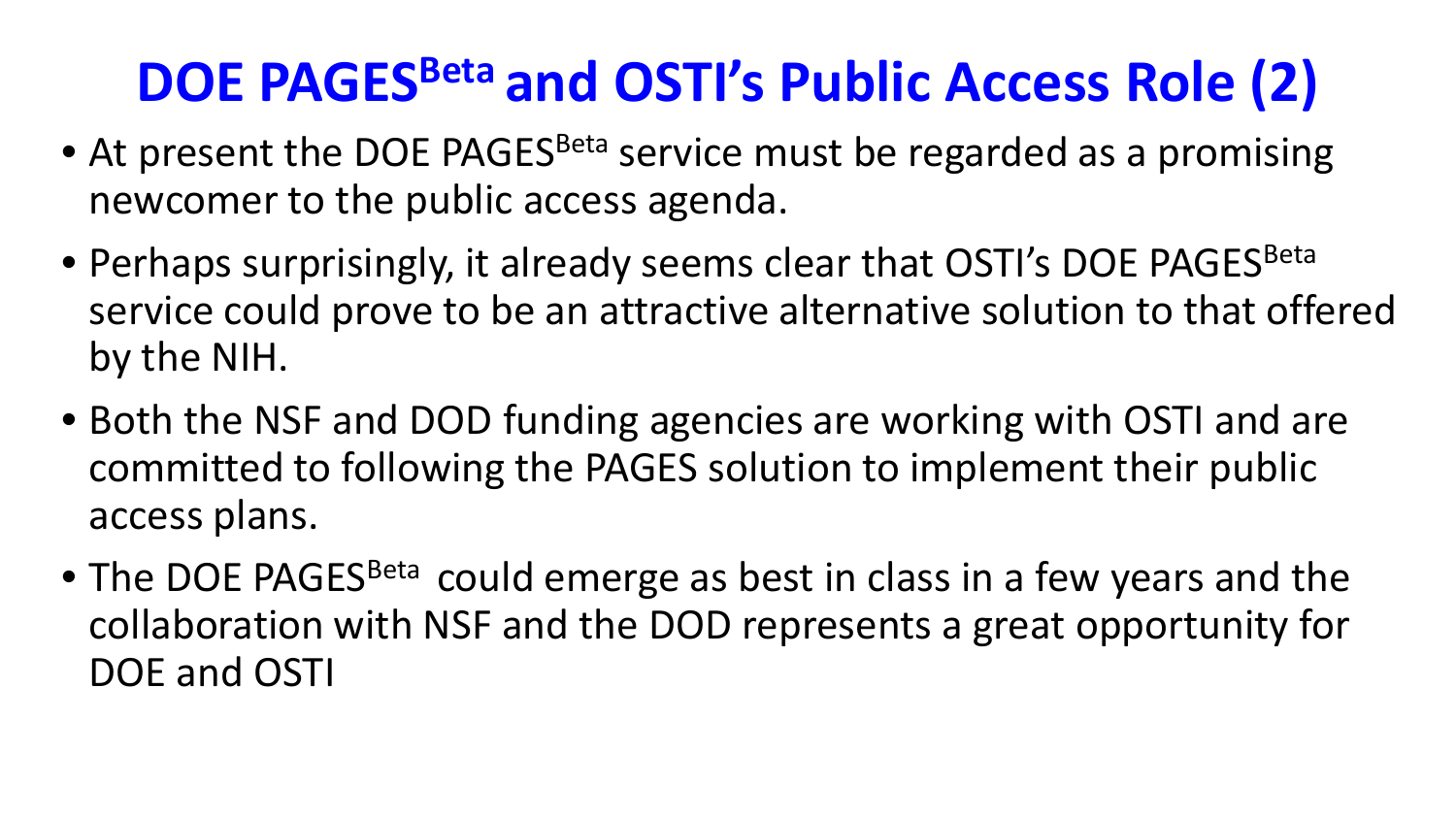# DOE PAGES$^{Beta}$ and OSTI's Public Access Role (2)

- At present the DOE PAGES$^{Beta}$ service must be regarded as a promising newcomer to the public access agenda.
- Perhaps surprisingly, it already seems clear that OSTI's DOE PAGES$^{Beta}$ service could prove to be an attractive alternative solution to that offered by the NIH.
- Both the NSF and DOD funding agencies are working with OSTI and are committed to following the PAGES solution to implement their public access plans.
- The DOE PAGES$^{Beta}$ could emerge as best in class in a few years and the collaboration with NSF and the DOD represents a great opportunity for DOE and OSTI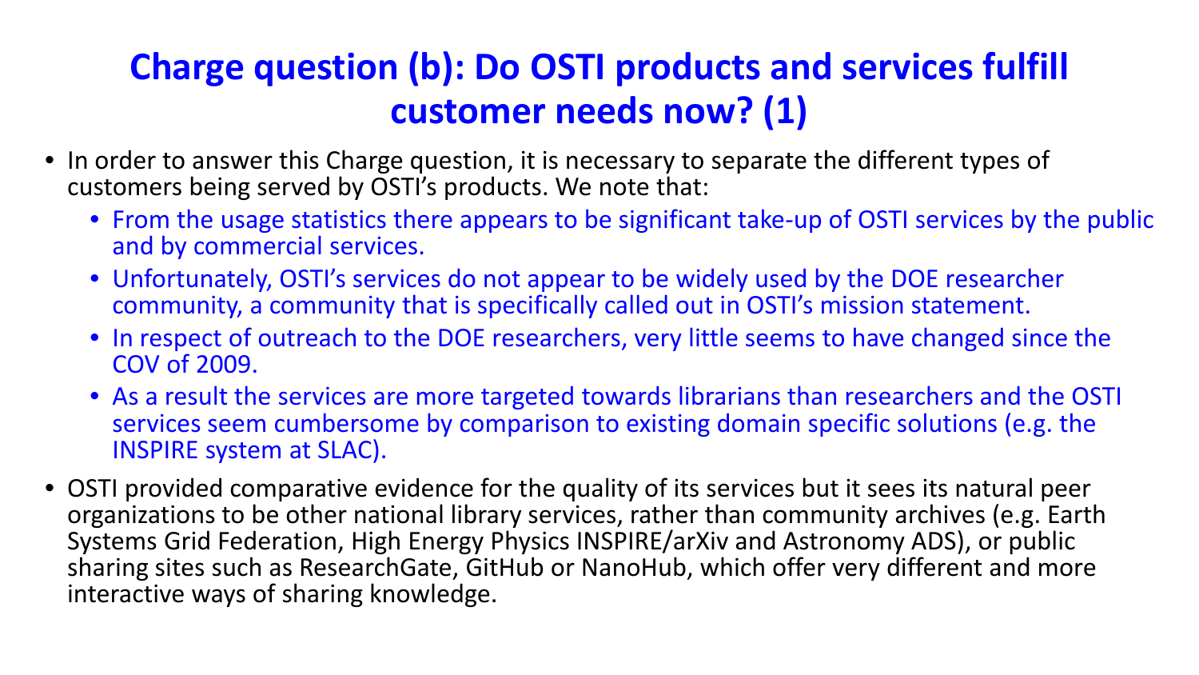# Charge question (b): Do OSTI products and services fulfill customer needs now? (1)

- In order to answer this Charge question, it is necessary to separate the different types of customers being served by OSTI's products. We note that:
  - From the usage statistics there appears to be significant take-up of OSTI services by the public and by commercial services.
  - Unfortunately, OSTI's services do not appear to be widely used by the DOE researcher community, a community that is specifically called out in OSTI's mission statement.
  - In respect of outreach to the DOE researchers, very little seems to have changed since the COV of 2009.
  - As a result the services are more targeted towards librarians than researchers and the OSTI services seem cumbersome by comparison to existing domain specific solutions (e.g. the INSPIRE system at SLAC).
- OSTI provided comparative evidence for the quality of its services but it sees its natural peer organizations to be other national library services, rather than community archives (e.g. Earth Systems Grid Federation, High Energy Physics INSPIRE/arXiv and Astronomy ADS), or public sharing sites such as ResearchGate, GitHub or NanoHub, which offer very different and more interactive ways of sharing knowledge.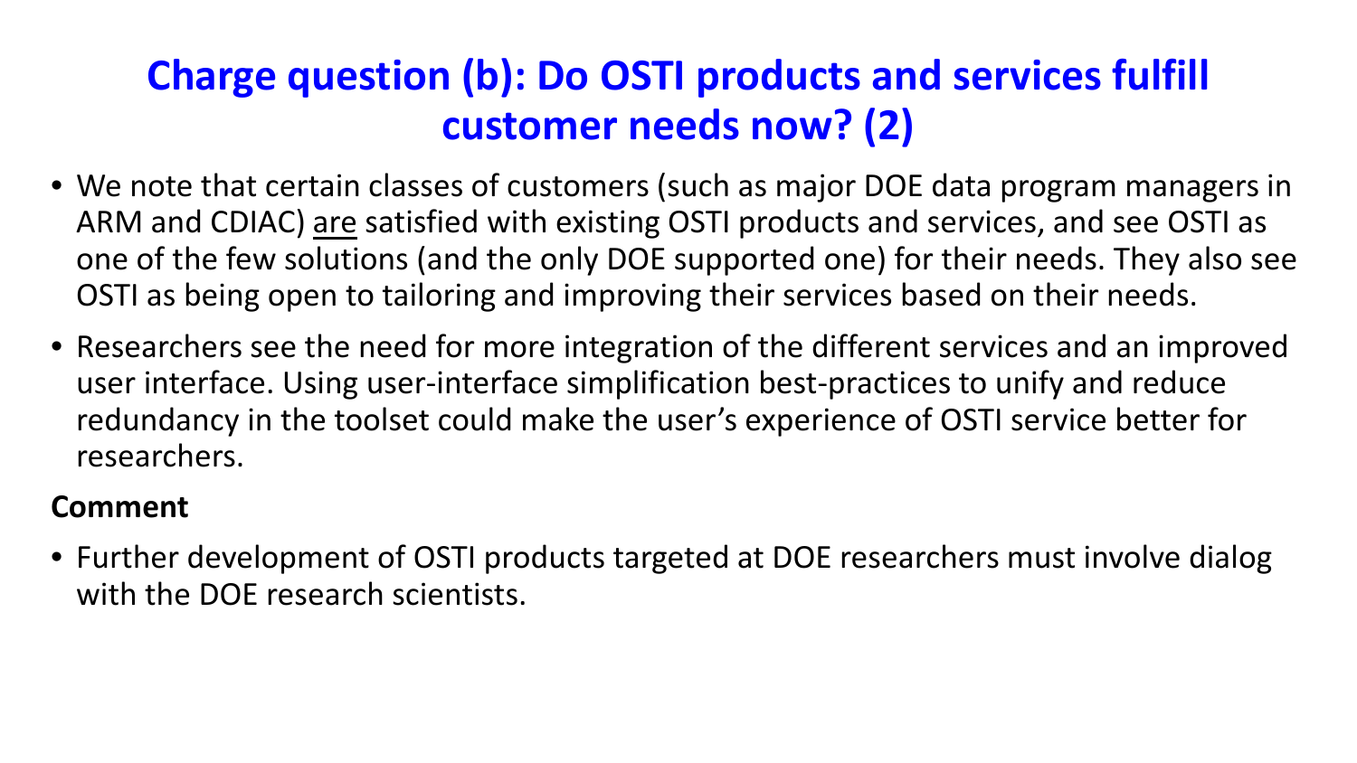# Charge question (b): Do OSTI products and services fulfill customer needs now? (2)

- We note that certain classes of customers (such as major DOE data program managers in ARM and CDIAC) <u>are</u> satisfied with existing OSTI products and services, and see OSTI as one of the few solutions (and the only DOE supported one) for their needs. They also see OSTI as being open to tailoring and improving their services based on their needs.
- Researchers see the need for more integration of the different services and an improved user interface. Using user-interface simplification best-practices to unify and reduce redundancy in the toolset could make the user's experience of OSTI service better for researchers.

**Comment**

- Further development of OSTI products targeted at DOE researchers must involve dialog with the DOE research scientists.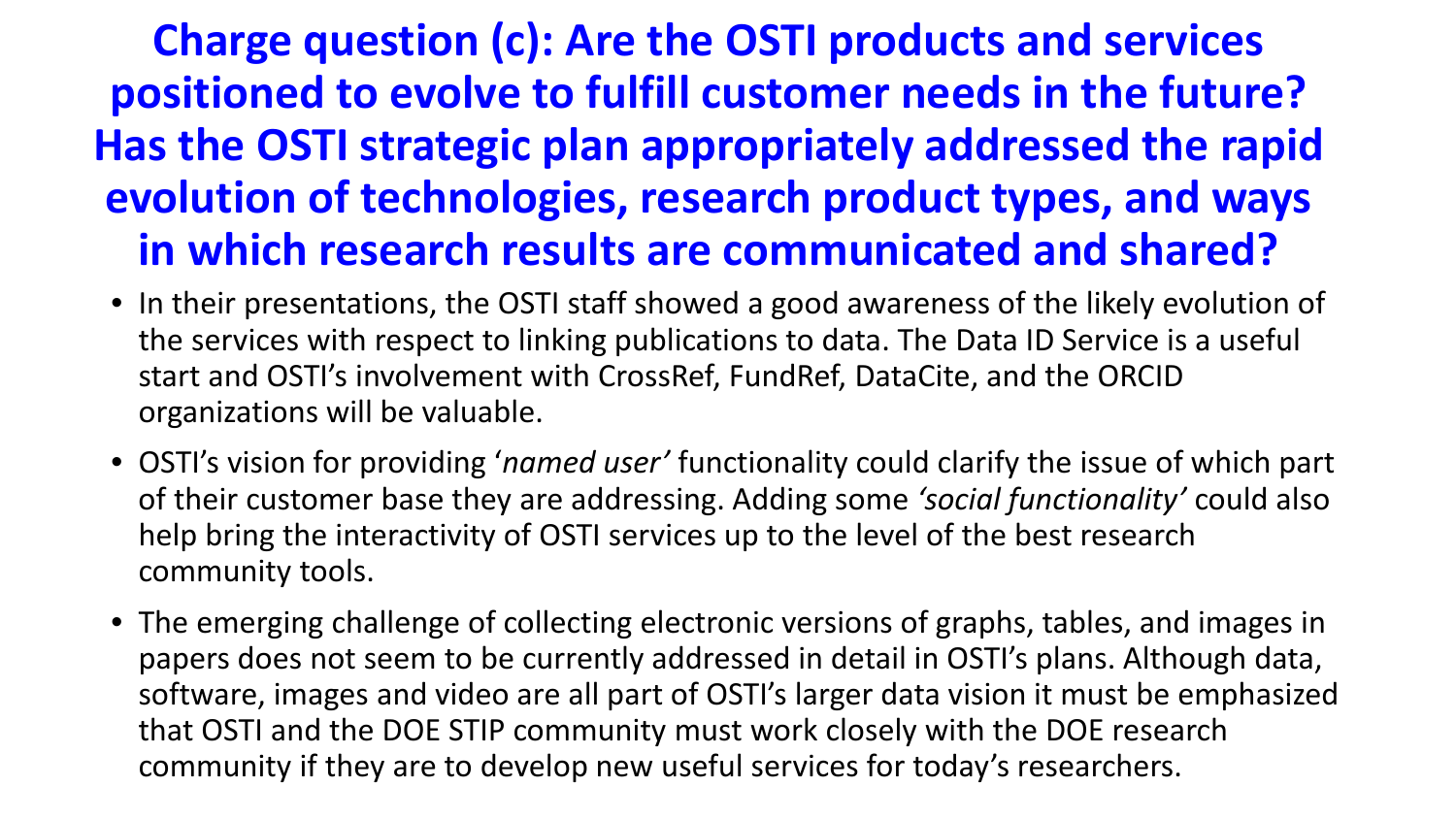# Charge question (c): Are the OSTI products and services positioned to evolve to fulfill customer needs in the future? Has the OSTI strategic plan appropriately addressed the rapid evolution of technologies, research product types, and ways in which research results are communicated and shared?

- In their presentations, the OSTI staff showed a good awareness of the likely evolution of the services with respect to linking publications to data. The Data ID Service is a useful start and OSTI's involvement with CrossRef, FundRef, DataCite, and the ORCID organizations will be valuable.
- OSTI's vision for providing '*named user*' functionality could clarify the issue of which part of their customer base they are addressing. Adding some *'social functionality'* could also help bring the interactivity of OSTI services up to the level of the best research community tools.
- The emerging challenge of collecting electronic versions of graphs, tables, and images in papers does not seem to be currently addressed in detail in OSTI's plans. Although data, software, images and video are all part of OSTI's larger data vision it must be emphasized that OSTI and the DOE STIP community must work closely with the DOE research community if they are to develop new useful services for today's researchers.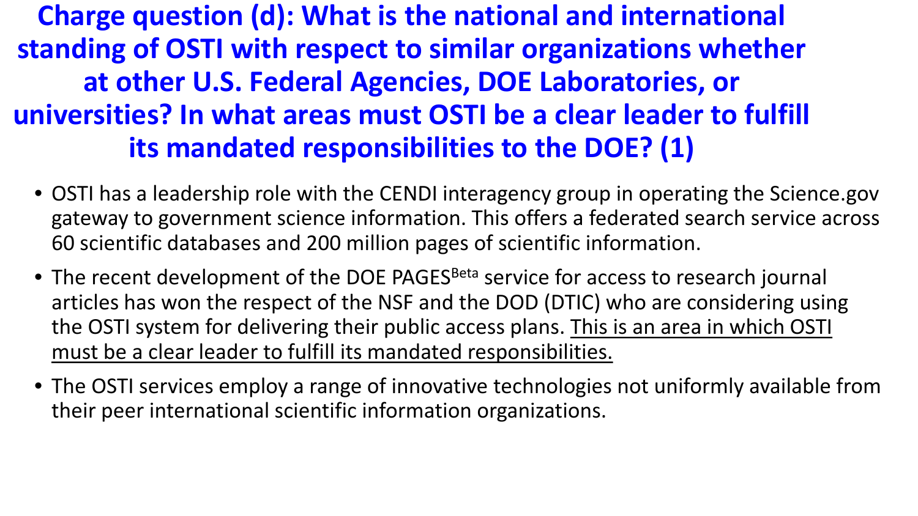# Charge question (d): What is the national and international standing of OSTI with respect to similar organizations whether at other U.S. Federal Agencies, DOE Laboratories, or universities? In what areas must OSTI be a clear leader to fulfill its mandated responsibilities to the DOE? (1)

- OSTI has a leadership role with the CENDI interagency group in operating the Science.gov gateway to government science information. This offers a federated search service across 60 scientific databases and 200 million pages of scientific information.
- The recent development of the DOE PAGES[Beta] service for access to research journal articles has won the respect of the NSF and the DOD (DTIC) who are considering using the OSTI system for delivering their public access plans. <u>This is an area in which OSTI must be a clear leader to fulfill its mandated responsibilities.</u>
- The OSTI services employ a range of innovative technologies not uniformly available from their peer international scientific information organizations.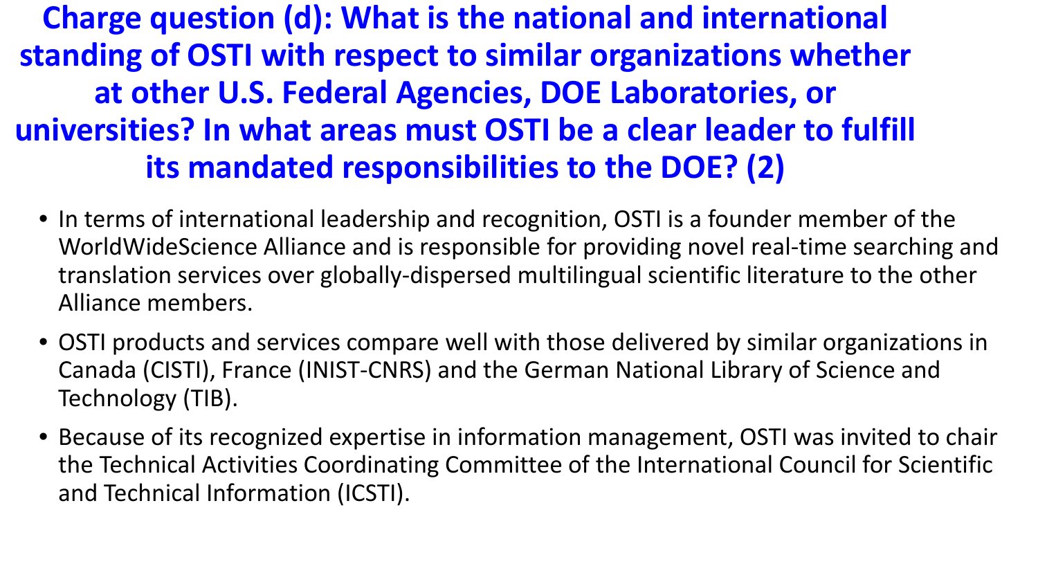# Charge question (d): What is the national and international standing of OSTI with respect to similar organizations whether at other U.S. Federal Agencies, DOE Laboratories, or universities? In what areas must OSTI be a clear leader to fulfill its mandated responsibilities to the DOE? (2)

- In terms of international leadership and recognition, OSTI is a founder member of the WorldWideScience Alliance and is responsible for providing novel real-time searching and translation services over globally-dispersed multilingual scientific literature to the other Alliance members.
- OSTI products and services compare well with those delivered by similar organizations in Canada (CISTI), France (INIST-CNRS) and the German National Library of Science and Technology (TIB).
- Because of its recognized expertise in information management, OSTI was invited to chair the Technical Activities Coordinating Committee of the International Council for Scientific and Technical Information (ICSTI).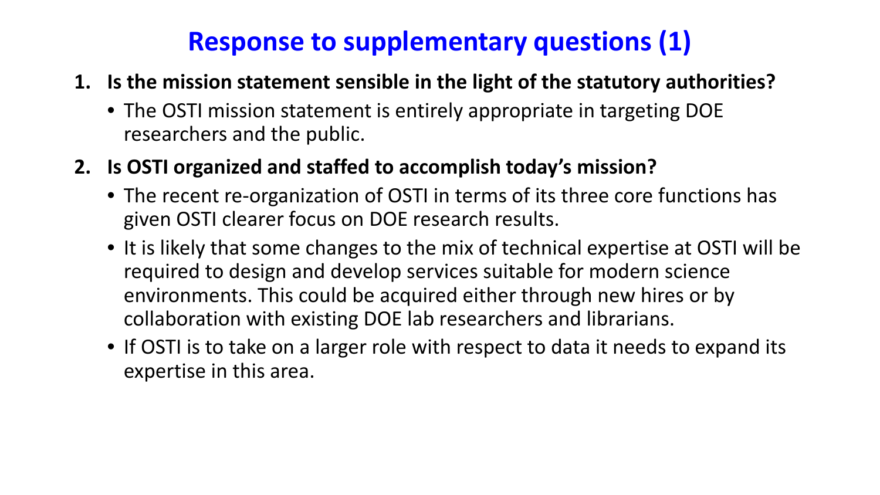# Response to supplementary questions (1)

1. **Is the mission statement sensible in the light of the statutory authorities?**
   - The OSTI mission statement is entirely appropriate in targeting DOE researchers and the public.
2. **Is OSTI organized and staffed to accomplish today's mission?**
   - The recent re-organization of OSTI in terms of its three core functions has given OSTI clearer focus on DOE research results.
   - It is likely that some changes to the mix of technical expertise at OSTI will be required to design and develop services suitable for modern science environments. This could be acquired either through new hires or by collaboration with existing DOE lab researchers and librarians.
   - If OSTI is to take on a larger role with respect to data it needs to expand its expertise in this area.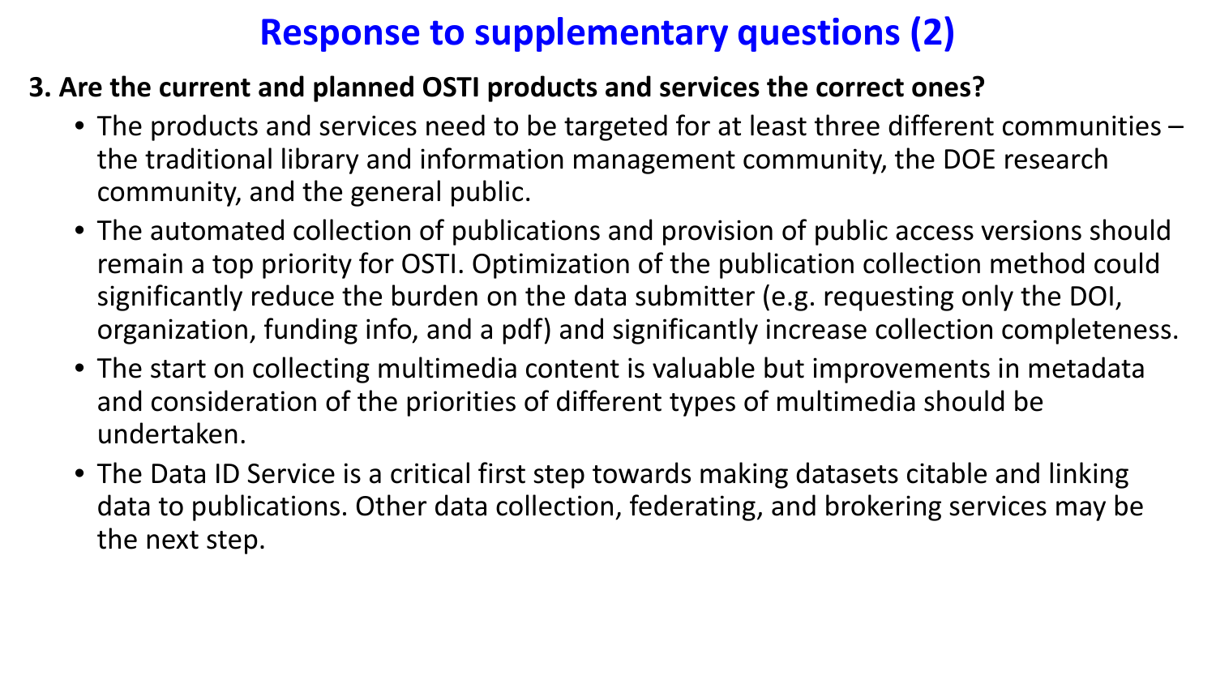# Response to supplementary questions (2)

**3. Are the current and planned OSTI products and services the correct ones?**

- The products and services need to be targeted for at least three different communities – the traditional library and information management community, the DOE research community, and the general public.
- The automated collection of publications and provision of public access versions should remain a top priority for OSTI. Optimization of the publication collection method could significantly reduce the burden on the data submitter (e.g. requesting only the DOI, organization, funding info, and a pdf) and significantly increase collection completeness.
- The start on collecting multimedia content is valuable but improvements in metadata and consideration of the priorities of different types of multimedia should be undertaken.
- The Data ID Service is a critical first step towards making datasets citable and linking data to publications. Other data collection, federating, and brokering services may be the next step.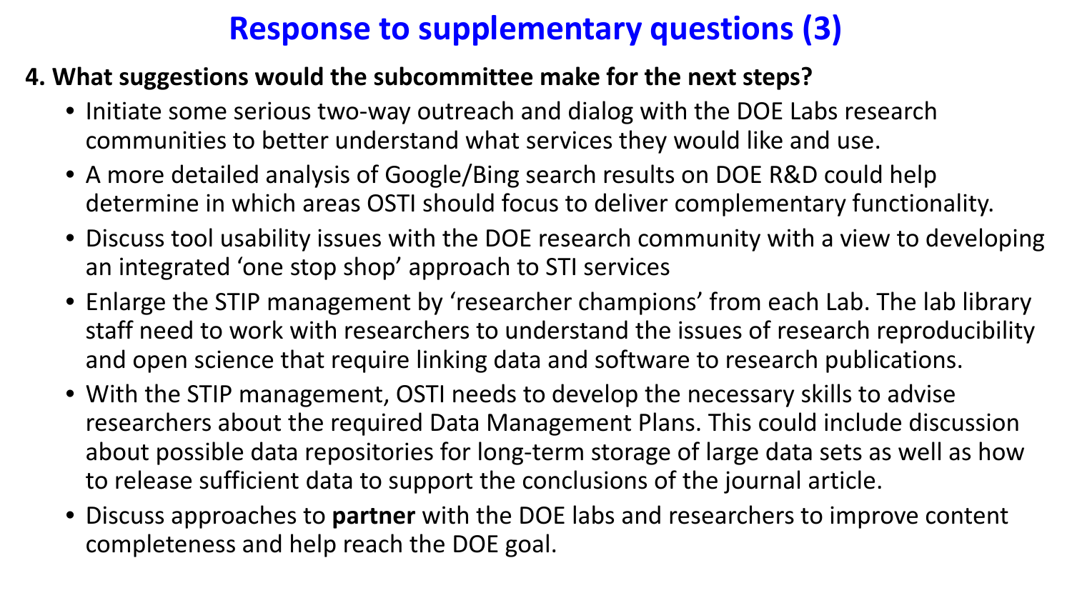# Response to supplementary questions (3)

**4. What suggestions would the subcommittee make for the next steps?**

- Initiate some serious two-way outreach and dialog with the DOE Labs research communities to better understand what services they would like and use.
- A more detailed analysis of Google/Bing search results on DOE R&D could help determine in which areas OSTI should focus to deliver complementary functionality.
- Discuss tool usability issues with the DOE research community with a view to developing an integrated 'one stop shop' approach to STI services
- Enlarge the STIP management by 'researcher champions' from each Lab. The lab library staff need to work with researchers to understand the issues of research reproducibility and open science that require linking data and software to research publications.
- With the STIP management, OSTI needs to develop the necessary skills to advise researchers about the required Data Management Plans. This could include discussion about possible data repositories for long-term storage of large data sets as well as how to release sufficient data to support the conclusions of the journal article.
- Discuss approaches to **partner** with the DOE labs and researchers to improve content completeness and help reach the DOE goal.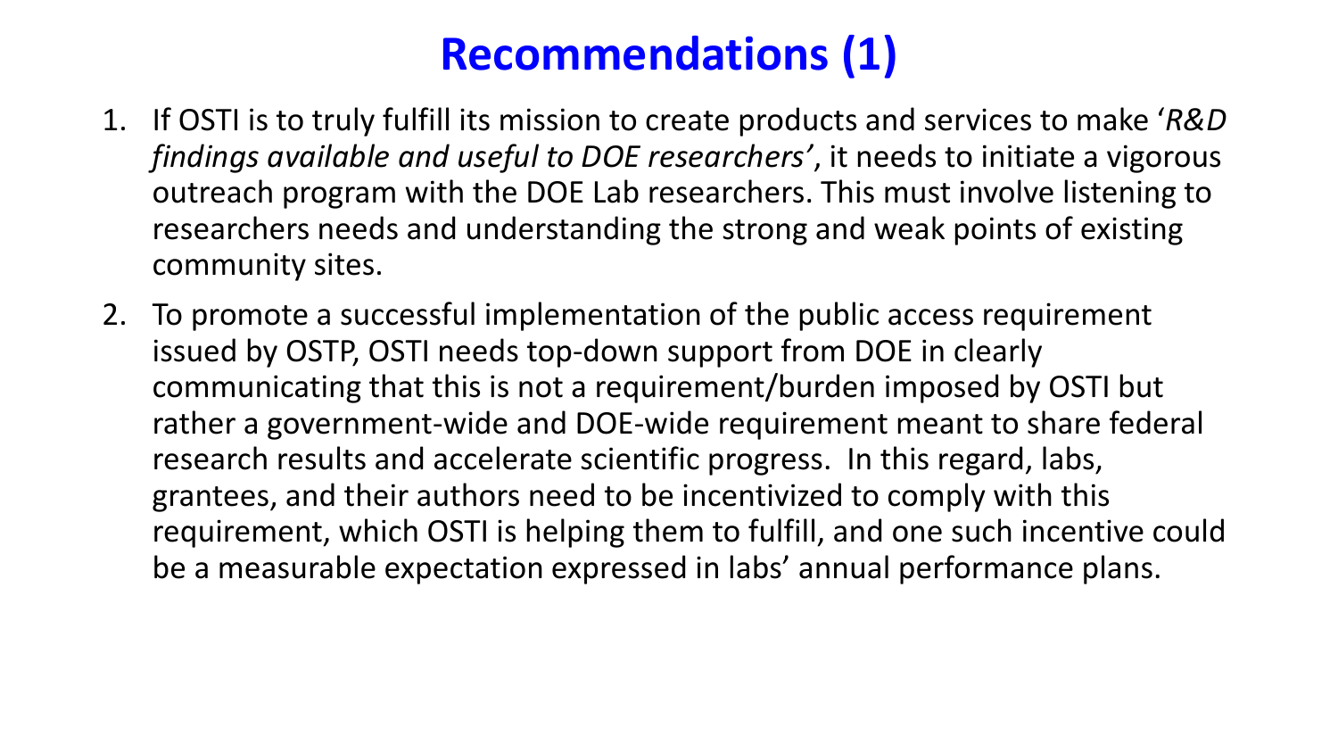# Recommendations (1)

1. If OSTI is to truly fulfill its mission to create products and services to make '*R&D findings available and useful to DOE researchers'*, it needs to initiate a vigorous outreach program with the DOE Lab researchers. This must involve listening to researchers needs and understanding the strong and weak points of existing community sites.

2. To promote a successful implementation of the public access requirement issued by OSTP, OSTI needs top-down support from DOE in clearly communicating that this is not a requirement/burden imposed by OSTI but rather a government-wide and DOE-wide requirement meant to share federal research results and accelerate scientific progress. In this regard, labs, grantees, and their authors need to be incentivized to comply with this requirement, which OSTI is helping them to fulfill, and one such incentive could be a measurable expectation expressed in labs' annual performance plans.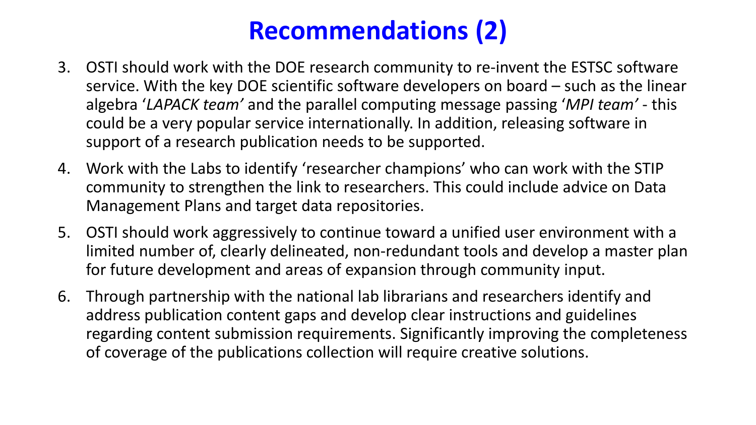# Recommendations (2)

3. OSTI should work with the DOE research community to re-invent the ESTSC software service. With the key DOE scientific software developers on board – such as the linear algebra ‘*LAPACK team*’ and the parallel computing message passing ‘*MPI team*’ - this could be a very popular service internationally. In addition, releasing software in support of a research publication needs to be supported.
4. Work with the Labs to identify ‘researcher champions’ who can work with the STIP community to strengthen the link to researchers. This could include advice on Data Management Plans and target data repositories.
5. OSTI should work aggressively to continue toward a unified user environment with a limited number of, clearly delineated, non-redundant tools and develop a master plan for future development and areas of expansion through community input.
6. Through partnership with the national lab librarians and researchers identify and address publication content gaps and develop clear instructions and guidelines regarding content submission requirements. Significantly improving the completeness of coverage of the publications collection will require creative solutions.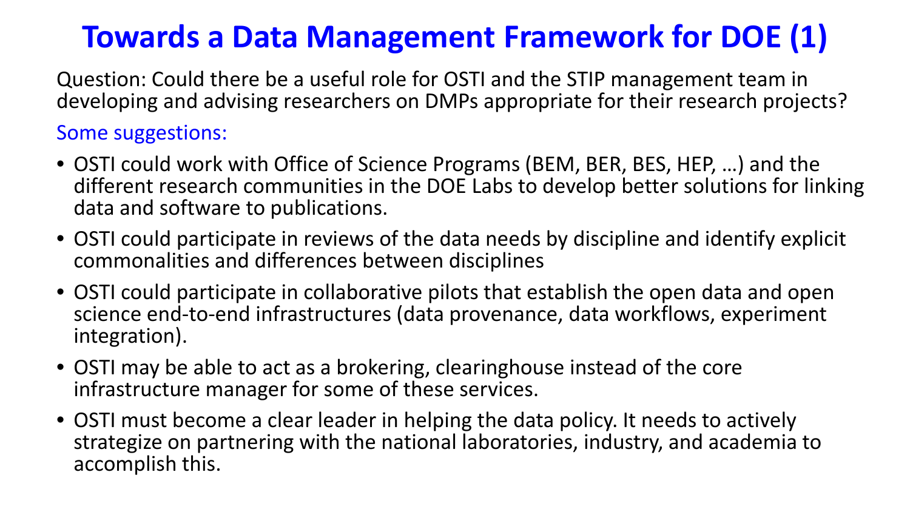# Towards a Data Management Framework for DOE (1)

Question: Could there be a useful role for OSTI and the STIP management team in developing and advising researchers on DMPs appropriate for their research projects?

Some suggestions:

- OSTI could work with Office of Science Programs (BEM, BER, BES, HEP, …) and the different research communities in the DOE Labs to develop better solutions for linking data and software to publications.
- OSTI could participate in reviews of the data needs by discipline and identify explicit commonalities and differences between disciplines
- OSTI could participate in collaborative pilots that establish the open data and open science end-to-end infrastructures (data provenance, data workflows, experiment integration).
- OSTI may be able to act as a brokering, clearinghouse instead of the core infrastructure manager for some of these services.
- OSTI must become a clear leader in helping the data policy. It needs to actively strategize on partnering with the national laboratories, industry, and academia to accomplish this.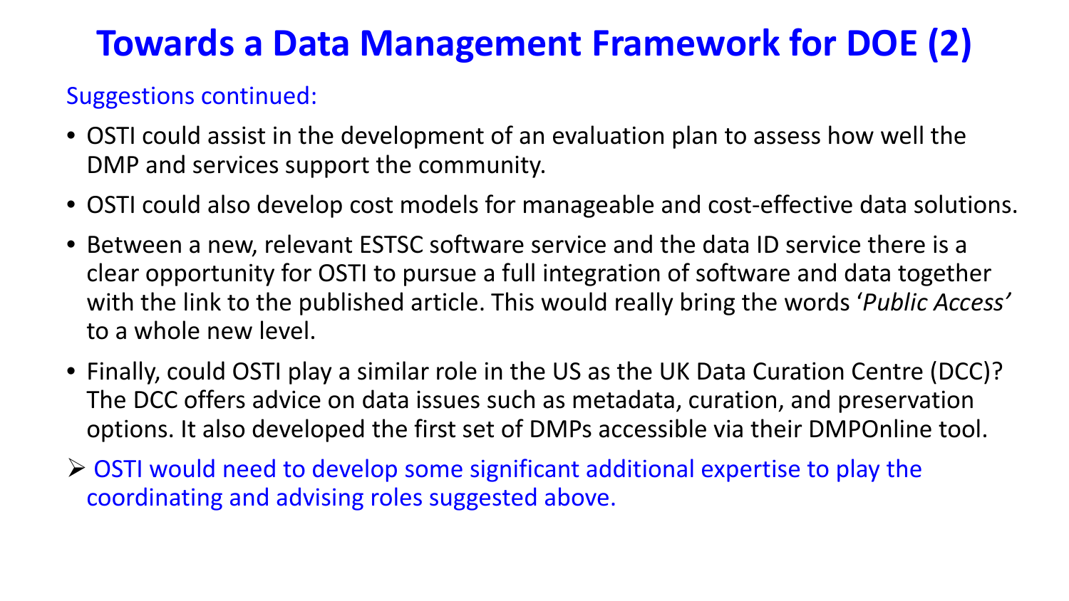# Towards a Data Management Framework for DOE (2)

Suggestions continued:

- OSTI could assist in the development of an evaluation plan to assess how well the DMP and services support the community.
- OSTI could also develop cost models for manageable and cost-effective data solutions.
- Between a new, relevant ESTSC software service and the data ID service there is a clear opportunity for OSTI to pursue a full integration of software and data together with the link to the published article. This would really bring the words '*Public Access'* to a whole new level.
- Finally, could OSTI play a similar role in the US as the UK Data Curation Centre (DCC)? The DCC offers advice on data issues such as metadata, curation, and preservation options. It also developed the first set of DMPs accessible via their DMPOnline tool.

➢ OSTI would need to develop some significant additional expertise to play the coordinating and advising roles suggested above.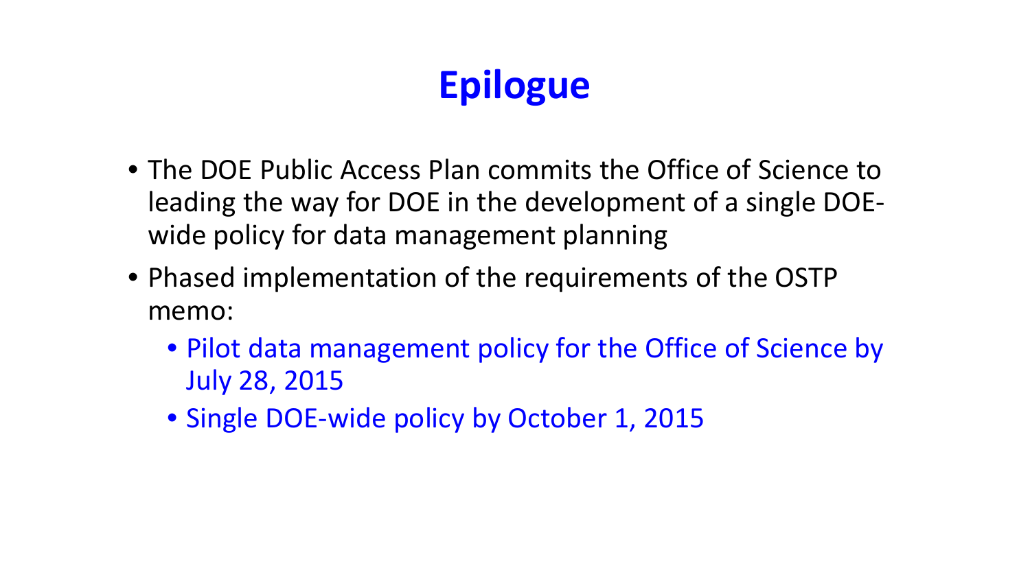# Epilogue

- The DOE Public Access Plan commits the Office of Science to leading the way for DOE in the development of a single DOE-wide policy for data management planning
- Phased implementation of the requirements of the OSTP memo:
  - Pilot data management policy for the Office of Science by July 28, 2015
  - Single DOE-wide policy by October 1, 2015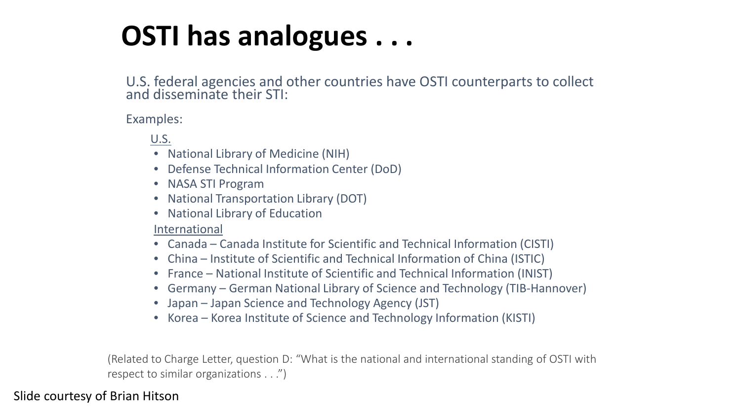# OSTI has analogues . . .

U.S. federal agencies and other countries have OSTI counterparts to collect and disseminate their STI:

Examples:

U.S.

- National Library of Medicine (NIH)
- Defense Technical Information Center (DoD)
- NASA STI Program
- National Transportation Library (DOT)
- National Library of Education

International

- Canada – Canada Institute for Scientific and Technical Information (CISTI)
- China – Institute of Scientific and Technical Information of China (ISTIC)
- France – National Institute of Scientific and Technical Information (INIST)
- Germany – German National Library of Science and Technology (TIB-Hannover)
- Japan – Japan Science and Technology Agency (JST)
- Korea – Korea Institute of Science and Technology Information (KISTI)

(Related to Charge Letter, question D: "What is the national and international standing of OSTI with respect to similar organizations . . .")

Slide courtesy of Brian Hitson